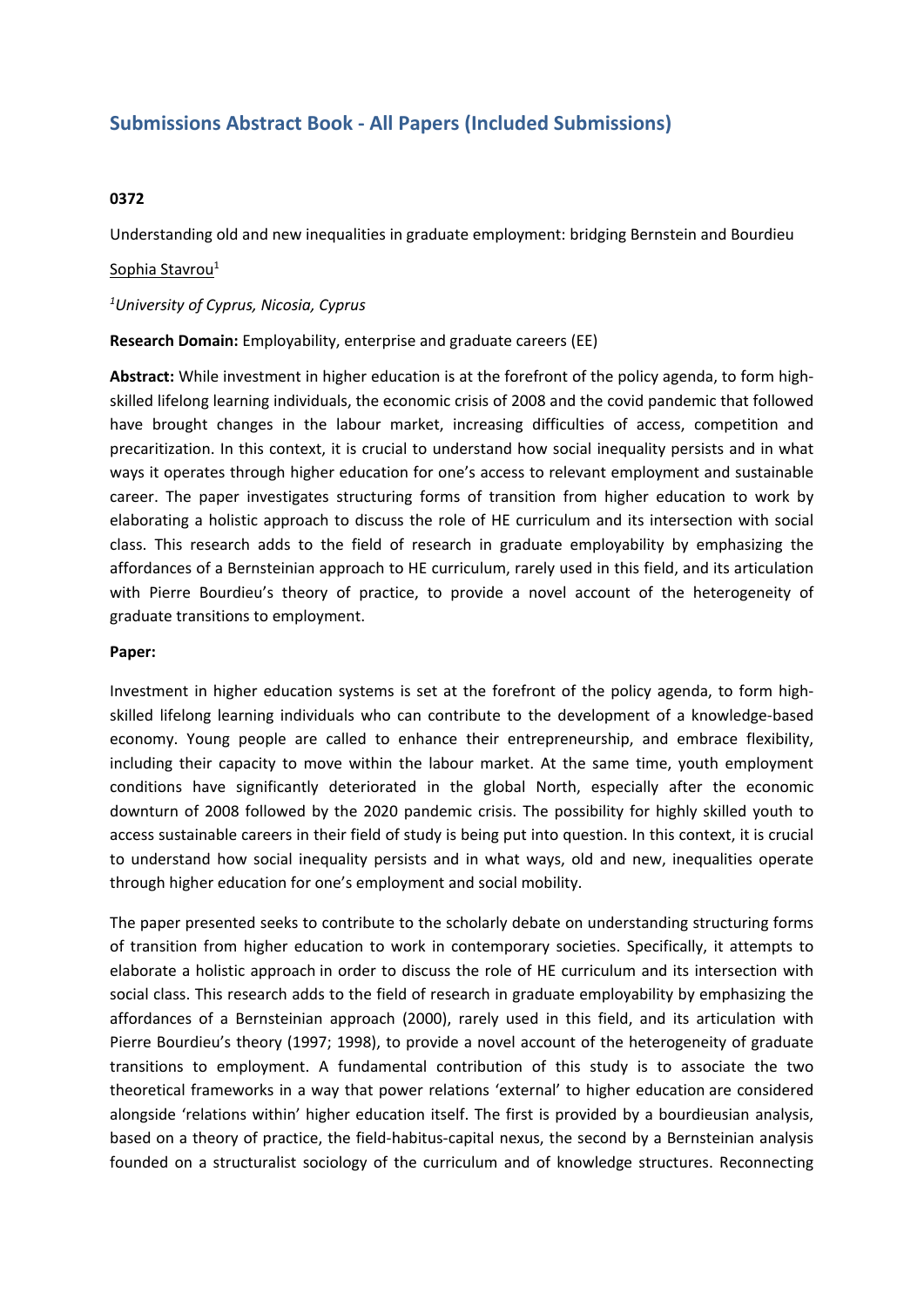# Submissions Abstract Book - All Papers (Included Submissions)

**0372**

Understanding old and new inequalities in graduate employment: bridging Bernstein and Bourdieu

Sophia Stavrou[1]

*[1]University of Cyprus, Nicosia, Cyprus*

**Research Domain:** Employability, enterprise and graduate careers (EE)

**Abstract:** While investment in higher education is at the forefront of the policy agenda, to form high-skilled lifelong learning individuals, the economic crisis of 2008 and the covid pandemic that followed have brought changes in the labour market, increasing difficulties of access, competition and precaritization. In this context, it is crucial to understand how social inequality persists and in what ways it operates through higher education for one's access to relevant employment and sustainable career. The paper investigates structuring forms of transition from higher education to work by elaborating a holistic approach to discuss the role of HE curriculum and its intersection with social class. This research adds to the field of research in graduate employability by emphasizing the affordances of a Bernsteinian approach to HE curriculum, rarely used in this field, and its articulation with Pierre Bourdieu's theory of practice, to provide a novel account of the heterogeneity of graduate transitions to employment.

**Paper:**

Investment in higher education systems is set at the forefront of the policy agenda, to form high-skilled lifelong learning individuals who can contribute to the development of a knowledge-based economy. Young people are called to enhance their entrepreneurship, and embrace flexibility, including their capacity to move within the labour market. At the same time, youth employment conditions have significantly deteriorated in the global North, especially after the economic downturn of 2008 followed by the 2020 pandemic crisis. The possibility for highly skilled youth to access sustainable careers in their field of study is being put into question. In this context, it is crucial to understand how social inequality persists and in what ways, old and new, inequalities operate through higher education for one's employment and social mobility.

The paper presented seeks to contribute to the scholarly debate on understanding structuring forms of transition from higher education to work in contemporary societies. Specifically, it attempts to elaborate a holistic approach in order to discuss the role of HE curriculum and its intersection with social class. This research adds to the field of research in graduate employability by emphasizing the affordances of a Bernsteinian approach (2000), rarely used in this field, and its articulation with Pierre Bourdieu's theory (1997; 1998), to provide a novel account of the heterogeneity of graduate transitions to employment. A fundamental contribution of this study is to associate the two theoretical frameworks in a way that power relations 'external' to higher education are considered alongside 'relations within' higher education itself. The first is provided by a bourdieusian analysis, based on a theory of practice, the field-habitus-capital nexus, the second by a Bernsteinian analysis founded on a structuralist sociology of the curriculum and of knowledge structures. Reconnecting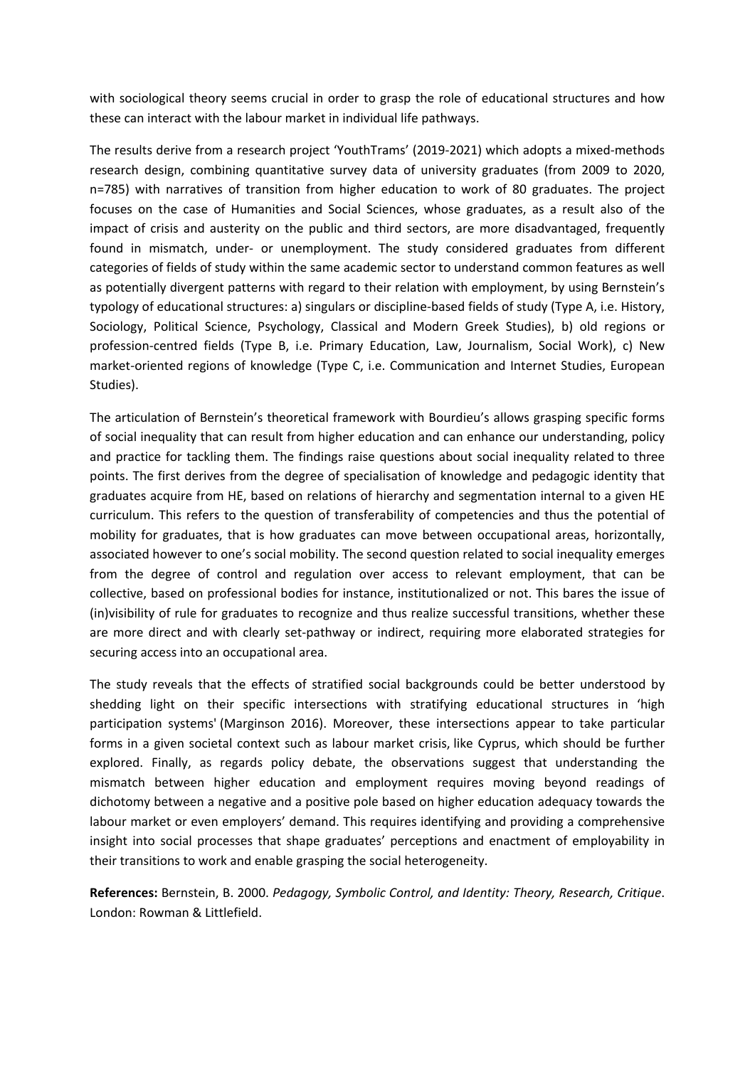with sociological theory seems crucial in order to grasp the role of educational structures and how these can interact with the labour market in individual life pathways.

The results derive from a research project 'YouthTrams' (2019-2021) which adopts a mixed-methods research design, combining quantitative survey data of university graduates (from 2009 to 2020, n=785) with narratives of transition from higher education to work of 80 graduates. The project focuses on the case of Humanities and Social Sciences, whose graduates, as a result also of the impact of crisis and austerity on the public and third sectors, are more disadvantaged, frequently found in mismatch, under- or unemployment. The study considered graduates from different categories of fields of study within the same academic sector to understand common features as well as potentially divergent patterns with regard to their relation with employment, by using Bernstein's typology of educational structures: a) singulars or discipline-based fields of study (Type A, i.e. History, Sociology, Political Science, Psychology, Classical and Modern Greek Studies), b) old regions or profession-centred fields (Type B, i.e. Primary Education, Law, Journalism, Social Work), c) New market-oriented regions of knowledge (Type C, i.e. Communication and Internet Studies, European Studies).

The articulation of Bernstein's theoretical framework with Bourdieu's allows grasping specific forms of social inequality that can result from higher education and can enhance our understanding, policy and practice for tackling them. The findings raise questions about social inequality related to three points. The first derives from the degree of specialisation of knowledge and pedagogic identity that graduates acquire from HE, based on relations of hierarchy and segmentation internal to a given HE curriculum. This refers to the question of transferability of competencies and thus the potential of mobility for graduates, that is how graduates can move between occupational areas, horizontally, associated however to one's social mobility. The second question related to social inequality emerges from the degree of control and regulation over access to relevant employment, that can be collective, based on professional bodies for instance, institutionalized or not. This bares the issue of (in)visibility of rule for graduates to recognize and thus realize successful transitions, whether these are more direct and with clearly set-pathway or indirect, requiring more elaborated strategies for securing access into an occupational area.

The study reveals that the effects of stratified social backgrounds could be better understood by shedding light on their specific intersections with stratifying educational structures in 'high participation systems' (Marginson 2016). Moreover, these intersections appear to take particular forms in a given societal context such as labour market crisis, like Cyprus, which should be further explored. Finally, as regards policy debate, the observations suggest that understanding the mismatch between higher education and employment requires moving beyond readings of dichotomy between a negative and a positive pole based on higher education adequacy towards the labour market or even employers' demand. This requires identifying and providing a comprehensive insight into social processes that shape graduates' perceptions and enactment of employability in their transitions to work and enable grasping the social heterogeneity.

**References:** Bernstein, B. 2000. *Pedagogy, Symbolic Control, and Identity: Theory, Research, Critique*. London: Rowman & Littlefield.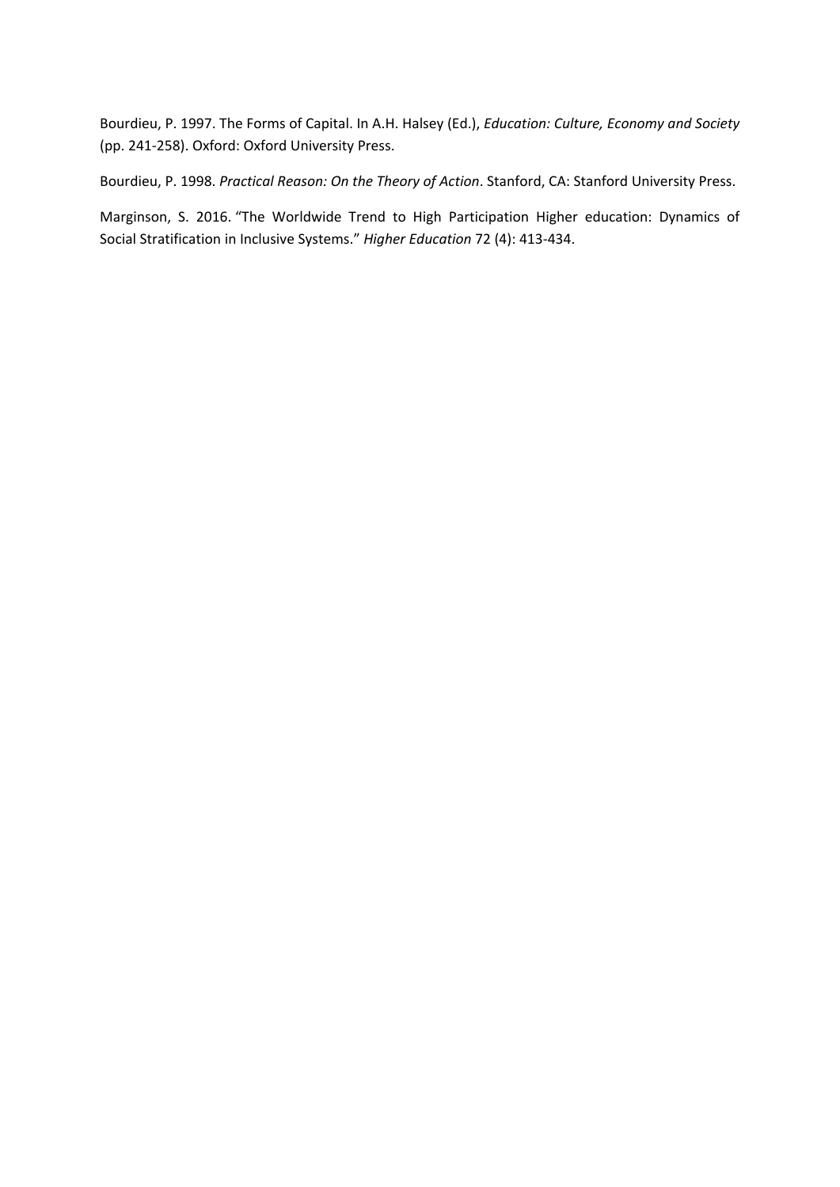Bourdieu, P. 1997. The Forms of Capital. In A.H. Halsey (Ed.), *Education: Culture, Economy and Society* (pp. 241-258). Oxford: Oxford University Press.

Bourdieu, P. 1998. *Practical Reason: On the Theory of Action*. Stanford, CA: Stanford University Press.

Marginson, S. 2016. "The Worldwide Trend to High Participation Higher education: Dynamics of Social Stratification in Inclusive Systems." *Higher Education* 72 (4): 413-434.